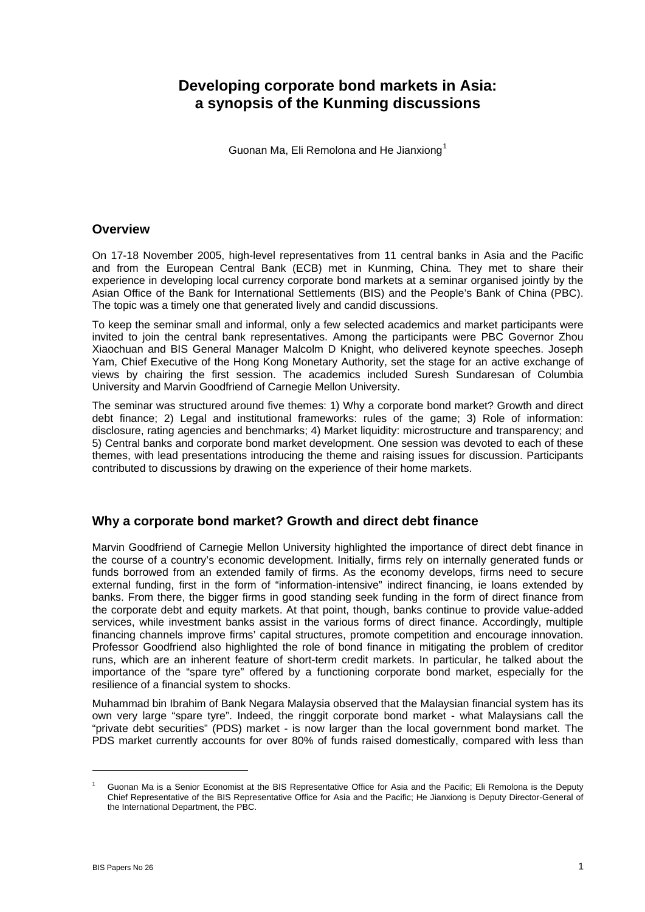# Developing corporate bond markets in Asia: a synopsis of the Kunming discussions

Guonan Ma, Eli Remolona and He Jianxiong[1]

## Overview

On 17-18 November 2005, high-level representatives from 11 central banks in Asia and the Pacific and from the European Central Bank (ECB) met in Kunming, China. They met to share their experience in developing local currency corporate bond markets at a seminar organised jointly by the Asian Office of the Bank for International Settlements (BIS) and the People's Bank of China (PBC). The topic was a timely one that generated lively and candid discussions.

To keep the seminar small and informal, only a few selected academics and market participants were invited to join the central bank representatives. Among the participants were PBC Governor Zhou Xiaochuan and BIS General Manager Malcolm D Knight, who delivered keynote speeches. Joseph Yam, Chief Executive of the Hong Kong Monetary Authority, set the stage for an active exchange of views by chairing the first session. The academics included Suresh Sundaresan of Columbia University and Marvin Goodfriend of Carnegie Mellon University.

The seminar was structured around five themes: 1) Why a corporate bond market? Growth and direct debt finance; 2) Legal and institutional frameworks: rules of the game; 3) Role of information: disclosure, rating agencies and benchmarks; 4) Market liquidity: microstructure and transparency; and 5) Central banks and corporate bond market development. One session was devoted to each of these themes, with lead presentations introducing the theme and raising issues for discussion. Participants contributed to discussions by drawing on the experience of their home markets.

## Why a corporate bond market? Growth and direct debt finance

Marvin Goodfriend of Carnegie Mellon University highlighted the importance of direct debt finance in the course of a country's economic development. Initially, firms rely on internally generated funds or funds borrowed from an extended family of firms. As the economy develops, firms need to secure external funding, first in the form of "information-intensive" indirect financing, ie loans extended by banks. From there, the bigger firms in good standing seek funding in the form of direct finance from the corporate debt and equity markets. At that point, though, banks continue to provide value-added services, while investment banks assist in the various forms of direct finance. Accordingly, multiple financing channels improve firms' capital structures, promote competition and encourage innovation. Professor Goodfriend also highlighted the role of bond finance in mitigating the problem of creditor runs, which are an inherent feature of short-term credit markets. In particular, he talked about the importance of the "spare tyre" offered by a functioning corporate bond market, especially for the resilience of a financial system to shocks.

Muhammad bin Ibrahim of Bank Negara Malaysia observed that the Malaysian financial system has its own very large "spare tyre". Indeed, the ringgit corporate bond market - what Malaysians call the "private debt securities" (PDS) market - is now larger than the local government bond market. The PDS market currently accounts for over 80% of funds raised domestically, compared with less than

[1] Guonan Ma is a Senior Economist at the BIS Representative Office for Asia and the Pacific; Eli Remolona is the Deputy Chief Representative of the BIS Representative Office for Asia and the Pacific; He Jianxiong is Deputy Director-General of the International Department, the PBC.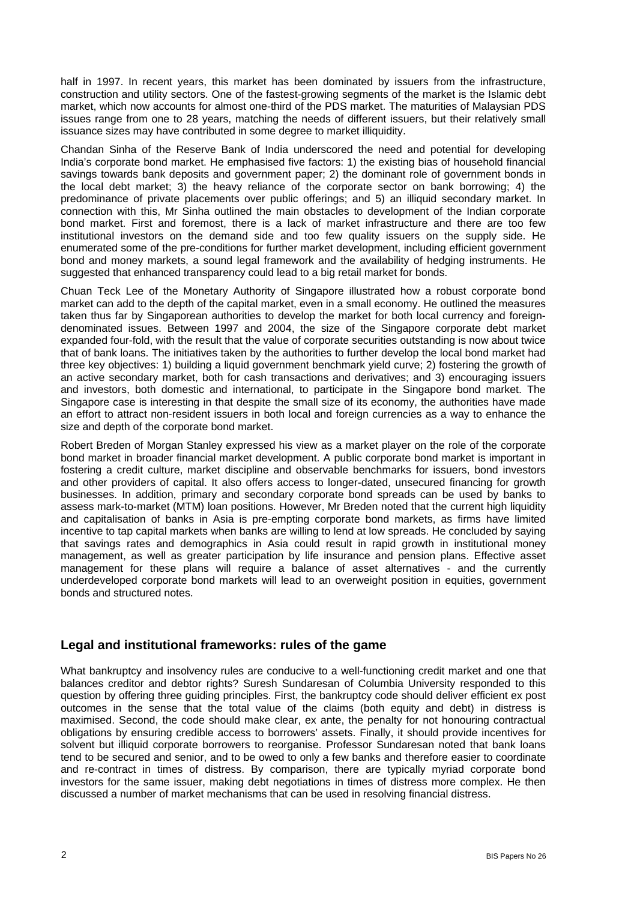half in 1997. In recent years, this market has been dominated by issuers from the infrastructure, construction and utility sectors. One of the fastest-growing segments of the market is the Islamic debt market, which now accounts for almost one-third of the PDS market. The maturities of Malaysian PDS issues range from one to 28 years, matching the needs of different issuers, but their relatively small issuance sizes may have contributed in some degree to market illiquidity.

Chandan Sinha of the Reserve Bank of India underscored the need and potential for developing India's corporate bond market. He emphasised five factors: 1) the existing bias of household financial savings towards bank deposits and government paper; 2) the dominant role of government bonds in the local debt market; 3) the heavy reliance of the corporate sector on bank borrowing; 4) the predominance of private placements over public offerings; and 5) an illiquid secondary market. In connection with this, Mr Sinha outlined the main obstacles to development of the Indian corporate bond market. First and foremost, there is a lack of market infrastructure and there are too few institutional investors on the demand side and too few quality issuers on the supply side. He enumerated some of the pre-conditions for further market development, including efficient government bond and money markets, a sound legal framework and the availability of hedging instruments. He suggested that enhanced transparency could lead to a big retail market for bonds.

Chuan Teck Lee of the Monetary Authority of Singapore illustrated how a robust corporate bond market can add to the depth of the capital market, even in a small economy. He outlined the measures taken thus far by Singaporean authorities to develop the market for both local currency and foreign-denominated issues. Between 1997 and 2004, the size of the Singapore corporate debt market expanded four-fold, with the result that the value of corporate securities outstanding is now about twice that of bank loans. The initiatives taken by the authorities to further develop the local bond market had three key objectives: 1) building a liquid government benchmark yield curve; 2) fostering the growth of an active secondary market, both for cash transactions and derivatives; and 3) encouraging issuers and investors, both domestic and international, to participate in the Singapore bond market. The Singapore case is interesting in that despite the small size of its economy, the authorities have made an effort to attract non-resident issuers in both local and foreign currencies as a way to enhance the size and depth of the corporate bond market.

Robert Breden of Morgan Stanley expressed his view as a market player on the role of the corporate bond market in broader financial market development. A public corporate bond market is important in fostering a credit culture, market discipline and observable benchmarks for issuers, bond investors and other providers of capital. It also offers access to longer-dated, unsecured financing for growth businesses. In addition, primary and secondary corporate bond spreads can be used by banks to assess mark-to-market (MTM) loan positions. However, Mr Breden noted that the current high liquidity and capitalisation of banks in Asia is pre-empting corporate bond markets, as firms have limited incentive to tap capital markets when banks are willing to lend at low spreads. He concluded by saying that savings rates and demographics in Asia could result in rapid growth in institutional money management, as well as greater participation by life insurance and pension plans. Effective asset management for these plans will require a balance of asset alternatives - and the currently underdeveloped corporate bond markets will lead to an overweight position in equities, government bonds and structured notes.

## Legal and institutional frameworks: rules of the game

What bankruptcy and insolvency rules are conducive to a well-functioning credit market and one that balances creditor and debtor rights? Suresh Sundaresan of Columbia University responded to this question by offering three guiding principles. First, the bankruptcy code should deliver efficient ex post outcomes in the sense that the total value of the claims (both equity and debt) in distress is maximised. Second, the code should make clear, ex ante, the penalty for not honouring contractual obligations by ensuring credible access to borrowers' assets. Finally, it should provide incentives for solvent but illiquid corporate borrowers to reorganise. Professor Sundaresan noted that bank loans tend to be secured and senior, and to be owed to only a few banks and therefore easier to coordinate and re-contract in times of distress. By comparison, there are typically myriad corporate bond investors for the same issuer, making debt negotiations in times of distress more complex. He then discussed a number of market mechanisms that can be used in resolving financial distress.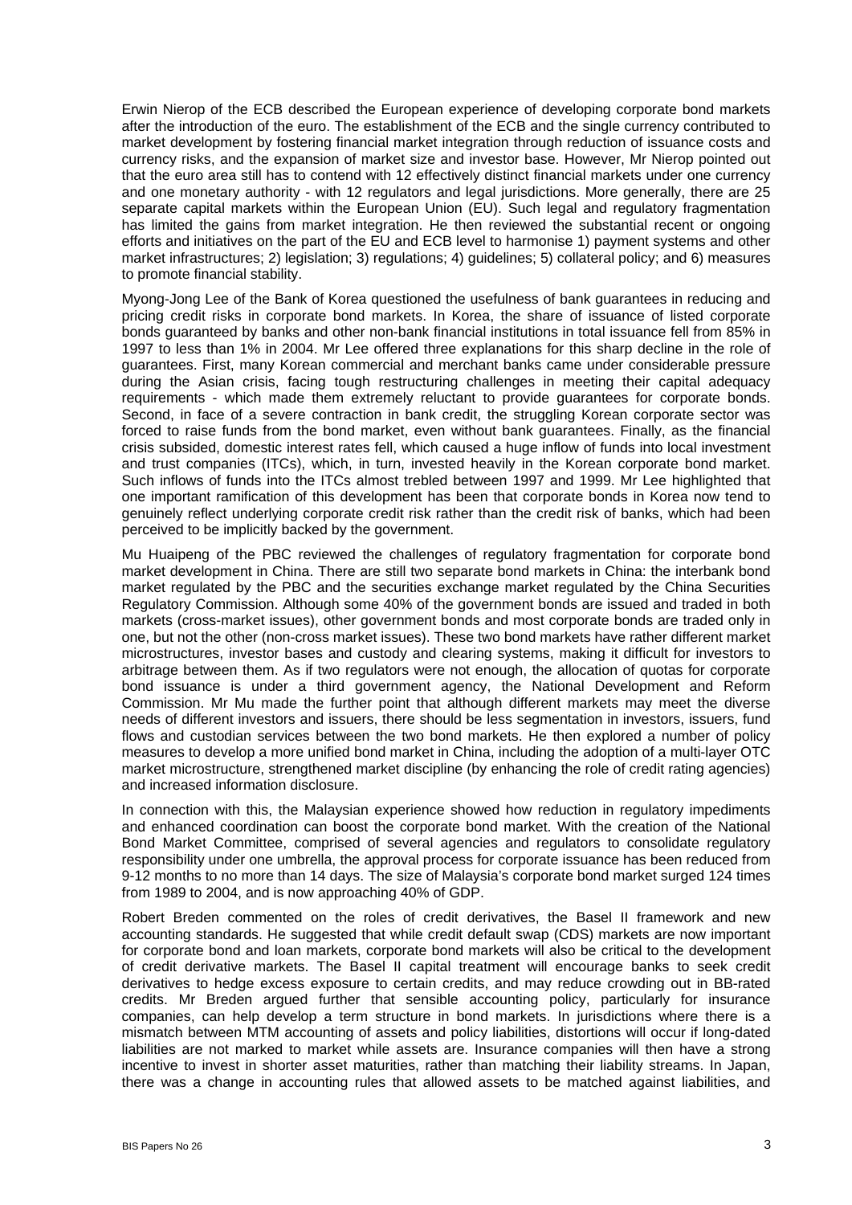Erwin Nierop of the ECB described the European experience of developing corporate bond markets after the introduction of the euro. The establishment of the ECB and the single currency contributed to market development by fostering financial market integration through reduction of issuance costs and currency risks, and the expansion of market size and investor base. However, Mr Nierop pointed out that the euro area still has to contend with 12 effectively distinct financial markets under one currency and one monetary authority - with 12 regulators and legal jurisdictions. More generally, there are 25 separate capital markets within the European Union (EU). Such legal and regulatory fragmentation has limited the gains from market integration. He then reviewed the substantial recent or ongoing efforts and initiatives on the part of the EU and ECB level to harmonise 1) payment systems and other market infrastructures; 2) legislation; 3) regulations; 4) guidelines; 5) collateral policy; and 6) measures to promote financial stability.

Myong-Jong Lee of the Bank of Korea questioned the usefulness of bank guarantees in reducing and pricing credit risks in corporate bond markets. In Korea, the share of issuance of listed corporate bonds guaranteed by banks and other non-bank financial institutions in total issuance fell from 85% in 1997 to less than 1% in 2004. Mr Lee offered three explanations for this sharp decline in the role of guarantees. First, many Korean commercial and merchant banks came under considerable pressure during the Asian crisis, facing tough restructuring challenges in meeting their capital adequacy requirements - which made them extremely reluctant to provide guarantees for corporate bonds. Second, in face of a severe contraction in bank credit, the struggling Korean corporate sector was forced to raise funds from the bond market, even without bank guarantees. Finally, as the financial crisis subsided, domestic interest rates fell, which caused a huge inflow of funds into local investment and trust companies (ITCs), which, in turn, invested heavily in the Korean corporate bond market. Such inflows of funds into the ITCs almost trebled between 1997 and 1999. Mr Lee highlighted that one important ramification of this development has been that corporate bonds in Korea now tend to genuinely reflect underlying corporate credit risk rather than the credit risk of banks, which had been perceived to be implicitly backed by the government.

Mu Huaipeng of the PBC reviewed the challenges of regulatory fragmentation for corporate bond market development in China. There are still two separate bond markets in China: the interbank bond market regulated by the PBC and the securities exchange market regulated by the China Securities Regulatory Commission. Although some 40% of the government bonds are issued and traded in both markets (cross-market issues), other government bonds and most corporate bonds are traded only in one, but not the other (non-cross market issues). These two bond markets have rather different market microstructures, investor bases and custody and clearing systems, making it difficult for investors to arbitrage between them. As if two regulators were not enough, the allocation of quotas for corporate bond issuance is under a third government agency, the National Development and Reform Commission. Mr Mu made the further point that although different markets may meet the diverse needs of different investors and issuers, there should be less segmentation in investors, issuers, fund flows and custodian services between the two bond markets. He then explored a number of policy measures to develop a more unified bond market in China, including the adoption of a multi-layer OTC market microstructure, strengthened market discipline (by enhancing the role of credit rating agencies) and increased information disclosure.

In connection with this, the Malaysian experience showed how reduction in regulatory impediments and enhanced coordination can boost the corporate bond market. With the creation of the National Bond Market Committee, comprised of several agencies and regulators to consolidate regulatory responsibility under one umbrella, the approval process for corporate issuance has been reduced from 9-12 months to no more than 14 days. The size of Malaysia's corporate bond market surged 124 times from 1989 to 2004, and is now approaching 40% of GDP.

Robert Breden commented on the roles of credit derivatives, the Basel II framework and new accounting standards. He suggested that while credit default swap (CDS) markets are now important for corporate bond and loan markets, corporate bond markets will also be critical to the development of credit derivative markets. The Basel II capital treatment will encourage banks to seek credit derivatives to hedge excess exposure to certain credits, and may reduce crowding out in BB-rated credits. Mr Breden argued further that sensible accounting policy, particularly for insurance companies, can help develop a term structure in bond markets. In jurisdictions where there is a mismatch between MTM accounting of assets and policy liabilities, distortions will occur if long-dated liabilities are not marked to market while assets are. Insurance companies will then have a strong incentive to invest in shorter asset maturities, rather than matching their liability streams. In Japan, there was a change in accounting rules that allowed assets to be matched against liabilities, and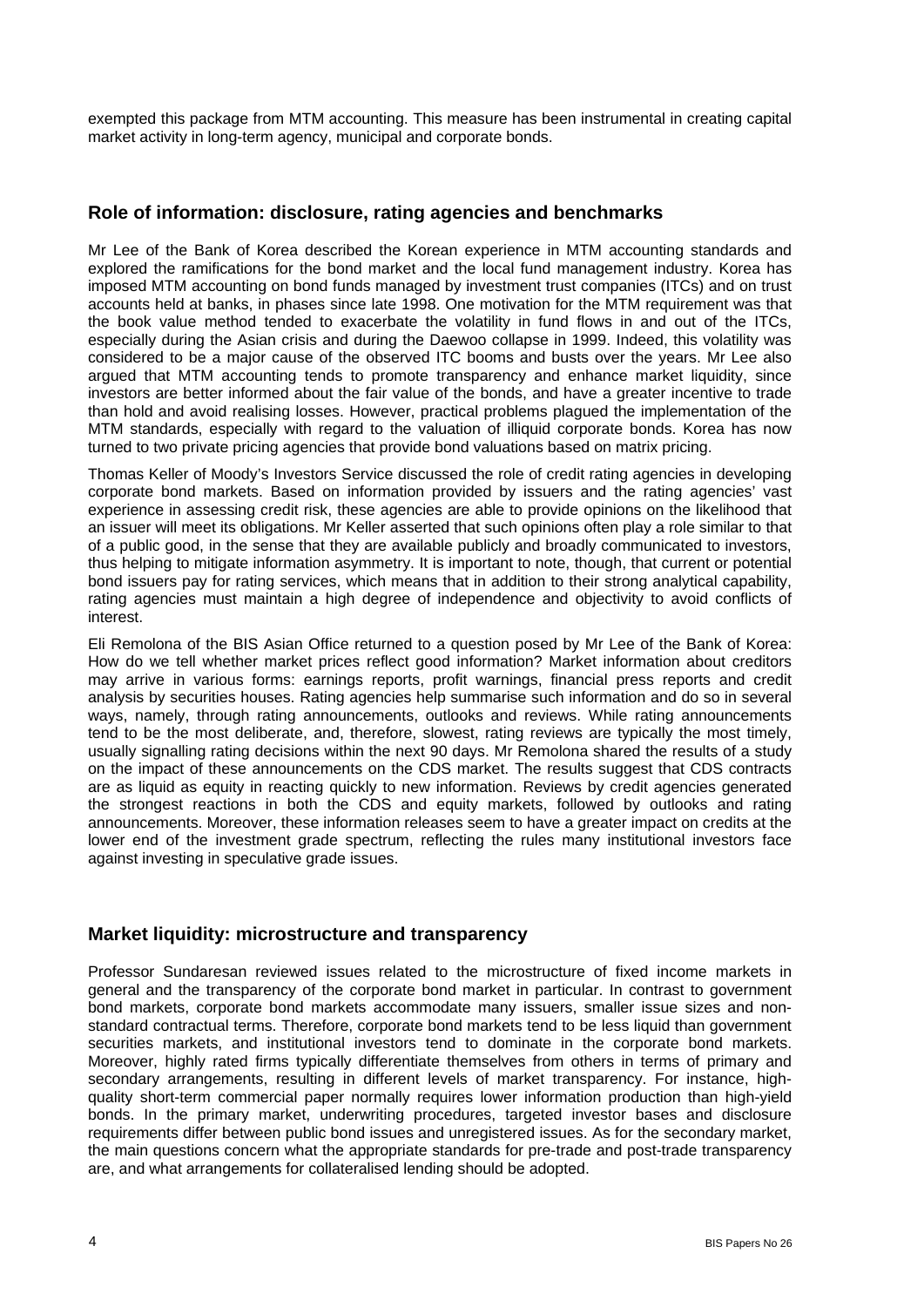exempted this package from MTM accounting. This measure has been instrumental in creating capital market activity in long-term agency, municipal and corporate bonds.

## Role of information: disclosure, rating agencies and benchmarks

Mr Lee of the Bank of Korea described the Korean experience in MTM accounting standards and explored the ramifications for the bond market and the local fund management industry. Korea has imposed MTM accounting on bond funds managed by investment trust companies (ITCs) and on trust accounts held at banks, in phases since late 1998. One motivation for the MTM requirement was that the book value method tended to exacerbate the volatility in fund flows in and out of the ITCs, especially during the Asian crisis and during the Daewoo collapse in 1999. Indeed, this volatility was considered to be a major cause of the observed ITC booms and busts over the years. Mr Lee also argued that MTM accounting tends to promote transparency and enhance market liquidity, since investors are better informed about the fair value of the bonds, and have a greater incentive to trade than hold and avoid realising losses. However, practical problems plagued the implementation of the MTM standards, especially with regard to the valuation of illiquid corporate bonds. Korea has now turned to two private pricing agencies that provide bond valuations based on matrix pricing.

Thomas Keller of Moody's Investors Service discussed the role of credit rating agencies in developing corporate bond markets. Based on information provided by issuers and the rating agencies' vast experience in assessing credit risk, these agencies are able to provide opinions on the likelihood that an issuer will meet its obligations. Mr Keller asserted that such opinions often play a role similar to that of a public good, in the sense that they are available publicly and broadly communicated to investors, thus helping to mitigate information asymmetry. It is important to note, though, that current or potential bond issuers pay for rating services, which means that in addition to their strong analytical capability, rating agencies must maintain a high degree of independence and objectivity to avoid conflicts of interest.

Eli Remolona of the BIS Asian Office returned to a question posed by Mr Lee of the Bank of Korea: How do we tell whether market prices reflect good information? Market information about creditors may arrive in various forms: earnings reports, profit warnings, financial press reports and credit analysis by securities houses. Rating agencies help summarise such information and do so in several ways, namely, through rating announcements, outlooks and reviews. While rating announcements tend to be the most deliberate, and, therefore, slowest, rating reviews are typically the most timely, usually signalling rating decisions within the next 90 days. Mr Remolona shared the results of a study on the impact of these announcements on the CDS market. The results suggest that CDS contracts are as liquid as equity in reacting quickly to new information. Reviews by credit agencies generated the strongest reactions in both the CDS and equity markets, followed by outlooks and rating announcements. Moreover, these information releases seem to have a greater impact on credits at the lower end of the investment grade spectrum, reflecting the rules many institutional investors face against investing in speculative grade issues.

## Market liquidity: microstructure and transparency

Professor Sundaresan reviewed issues related to the microstructure of fixed income markets in general and the transparency of the corporate bond market in particular. In contrast to government bond markets, corporate bond markets accommodate many issuers, smaller issue sizes and non-standard contractual terms. Therefore, corporate bond markets tend to be less liquid than government securities markets, and institutional investors tend to dominate in the corporate bond markets. Moreover, highly rated firms typically differentiate themselves from others in terms of primary and secondary arrangements, resulting in different levels of market transparency. For instance, high-quality short-term commercial paper normally requires lower information production than high-yield bonds. In the primary market, underwriting procedures, targeted investor bases and disclosure requirements differ between public bond issues and unregistered issues. As for the secondary market, the main questions concern what the appropriate standards for pre-trade and post-trade transparency are, and what arrangements for collateralised lending should be adopted.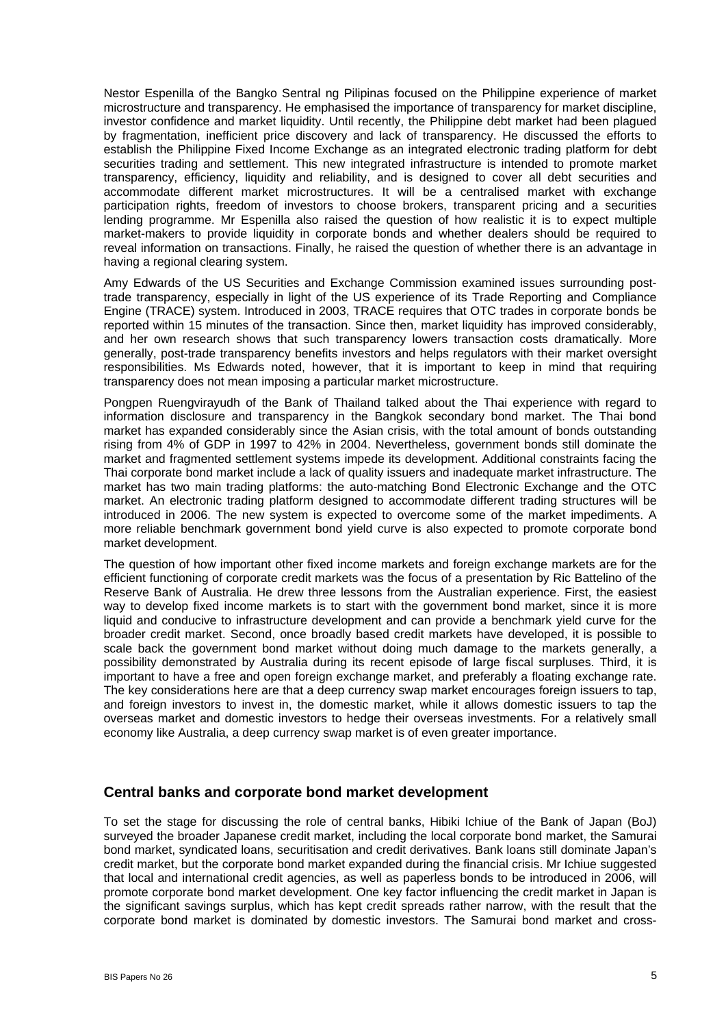Nestor Espenilla of the Bangko Sentral ng Pilipinas focused on the Philippine experience of market microstructure and transparency. He emphasised the importance of transparency for market discipline, investor confidence and market liquidity. Until recently, the Philippine debt market had been plagued by fragmentation, inefficient price discovery and lack of transparency. He discussed the efforts to establish the Philippine Fixed Income Exchange as an integrated electronic trading platform for debt securities trading and settlement. This new integrated infrastructure is intended to promote market transparency, efficiency, liquidity and reliability, and is designed to cover all debt securities and accommodate different market microstructures. It will be a centralised market with exchange participation rights, freedom of investors to choose brokers, transparent pricing and a securities lending programme. Mr Espenilla also raised the question of how realistic it is to expect multiple market-makers to provide liquidity in corporate bonds and whether dealers should be required to reveal information on transactions. Finally, he raised the question of whether there is an advantage in having a regional clearing system.

Amy Edwards of the US Securities and Exchange Commission examined issues surrounding post-trade transparency, especially in light of the US experience of its Trade Reporting and Compliance Engine (TRACE) system. Introduced in 2003, TRACE requires that OTC trades in corporate bonds be reported within 15 minutes of the transaction. Since then, market liquidity has improved considerably, and her own research shows that such transparency lowers transaction costs dramatically. More generally, post-trade transparency benefits investors and helps regulators with their market oversight responsibilities. Ms Edwards noted, however, that it is important to keep in mind that requiring transparency does not mean imposing a particular market microstructure.

Pongpen Ruengvirayudh of the Bank of Thailand talked about the Thai experience with regard to information disclosure and transparency in the Bangkok secondary bond market. The Thai bond market has expanded considerably since the Asian crisis, with the total amount of bonds outstanding rising from 4% of GDP in 1997 to 42% in 2004. Nevertheless, government bonds still dominate the market and fragmented settlement systems impede its development. Additional constraints facing the Thai corporate bond market include a lack of quality issuers and inadequate market infrastructure. The market has two main trading platforms: the auto-matching Bond Electronic Exchange and the OTC market. An electronic trading platform designed to accommodate different trading structures will be introduced in 2006. The new system is expected to overcome some of the market impediments. A more reliable benchmark government bond yield curve is also expected to promote corporate bond market development.

The question of how important other fixed income markets and foreign exchange markets are for the efficient functioning of corporate credit markets was the focus of a presentation by Ric Battelino of the Reserve Bank of Australia. He drew three lessons from the Australian experience. First, the easiest way to develop fixed income markets is to start with the government bond market, since it is more liquid and conducive to infrastructure development and can provide a benchmark yield curve for the broader credit market. Second, once broadly based credit markets have developed, it is possible to scale back the government bond market without doing much damage to the markets generally, a possibility demonstrated by Australia during its recent episode of large fiscal surpluses. Third, it is important to have a free and open foreign exchange market, and preferably a floating exchange rate. The key considerations here are that a deep currency swap market encourages foreign issuers to tap, and foreign investors to invest in, the domestic market, while it allows domestic issuers to tap the overseas market and domestic investors to hedge their overseas investments. For a relatively small economy like Australia, a deep currency swap market is of even greater importance.

## Central banks and corporate bond market development

To set the stage for discussing the role of central banks, Hibiki Ichiue of the Bank of Japan (BoJ) surveyed the broader Japanese credit market, including the local corporate bond market, the Samurai bond market, syndicated loans, securitisation and credit derivatives. Bank loans still dominate Japan's credit market, but the corporate bond market expanded during the financial crisis. Mr Ichiue suggested that local and international credit agencies, as well as paperless bonds to be introduced in 2006, will promote corporate bond market development. One key factor influencing the credit market in Japan is the significant savings surplus, which has kept credit spreads rather narrow, with the result that the corporate bond market is dominated by domestic investors. The Samurai bond market and cross-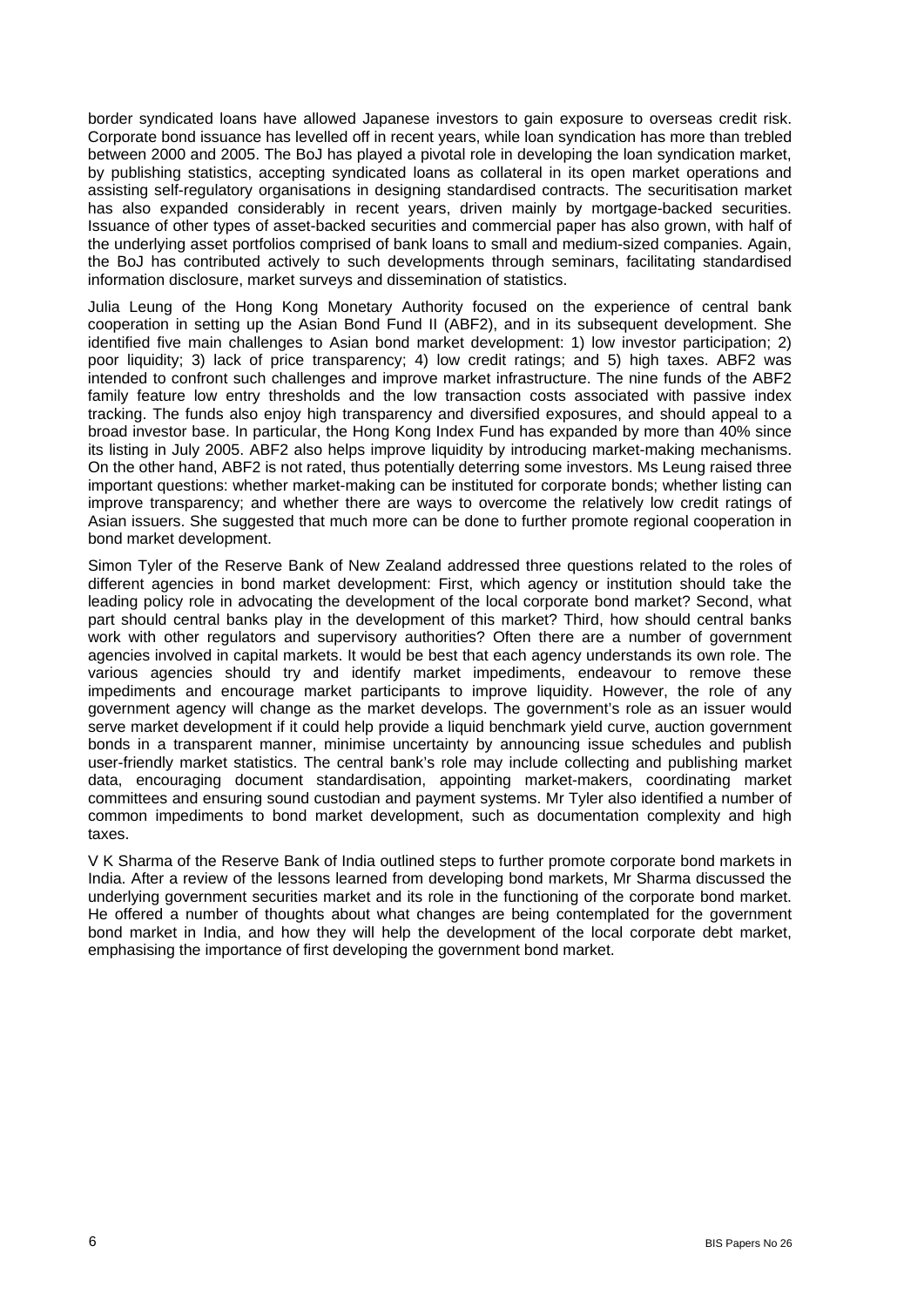border syndicated loans have allowed Japanese investors to gain exposure to overseas credit risk. Corporate bond issuance has levelled off in recent years, while loan syndication has more than trebled between 2000 and 2005. The BoJ has played a pivotal role in developing the loan syndication market, by publishing statistics, accepting syndicated loans as collateral in its open market operations and assisting self-regulatory organisations in designing standardised contracts. The securitisation market has also expanded considerably in recent years, driven mainly by mortgage-backed securities. Issuance of other types of asset-backed securities and commercial paper has also grown, with half of the underlying asset portfolios comprised of bank loans to small and medium-sized companies. Again, the BoJ has contributed actively to such developments through seminars, facilitating standardised information disclosure, market surveys and dissemination of statistics.

Julia Leung of the Hong Kong Monetary Authority focused on the experience of central bank cooperation in setting up the Asian Bond Fund II (ABF2), and in its subsequent development. She identified five main challenges to Asian bond market development: 1) low investor participation; 2) poor liquidity; 3) lack of price transparency; 4) low credit ratings; and 5) high taxes. ABF2 was intended to confront such challenges and improve market infrastructure. The nine funds of the ABF2 family feature low entry thresholds and the low transaction costs associated with passive index tracking. The funds also enjoy high transparency and diversified exposures, and should appeal to a broad investor base. In particular, the Hong Kong Index Fund has expanded by more than 40% since its listing in July 2005. ABF2 also helps improve liquidity by introducing market-making mechanisms. On the other hand, ABF2 is not rated, thus potentially deterring some investors. Ms Leung raised three important questions: whether market-making can be instituted for corporate bonds; whether listing can improve transparency; and whether there are ways to overcome the relatively low credit ratings of Asian issuers. She suggested that much more can be done to further promote regional cooperation in bond market development.

Simon Tyler of the Reserve Bank of New Zealand addressed three questions related to the roles of different agencies in bond market development: First, which agency or institution should take the leading policy role in advocating the development of the local corporate bond market? Second, what part should central banks play in the development of this market? Third, how should central banks work with other regulators and supervisory authorities? Often there are a number of government agencies involved in capital markets. It would be best that each agency understands its own role. The various agencies should try and identify market impediments, endeavour to remove these impediments and encourage market participants to improve liquidity. However, the role of any government agency will change as the market develops. The government's role as an issuer would serve market development if it could help provide a liquid benchmark yield curve, auction government bonds in a transparent manner, minimise uncertainty by announcing issue schedules and publish user-friendly market statistics. The central bank's role may include collecting and publishing market data, encouraging document standardisation, appointing market-makers, coordinating market committees and ensuring sound custodian and payment systems. Mr Tyler also identified a number of common impediments to bond market development, such as documentation complexity and high taxes.

V K Sharma of the Reserve Bank of India outlined steps to further promote corporate bond markets in India. After a review of the lessons learned from developing bond markets, Mr Sharma discussed the underlying government securities market and its role in the functioning of the corporate bond market. He offered a number of thoughts about what changes are being contemplated for the government bond market in India, and how they will help the development of the local corporate debt market, emphasising the importance of first developing the government bond market.